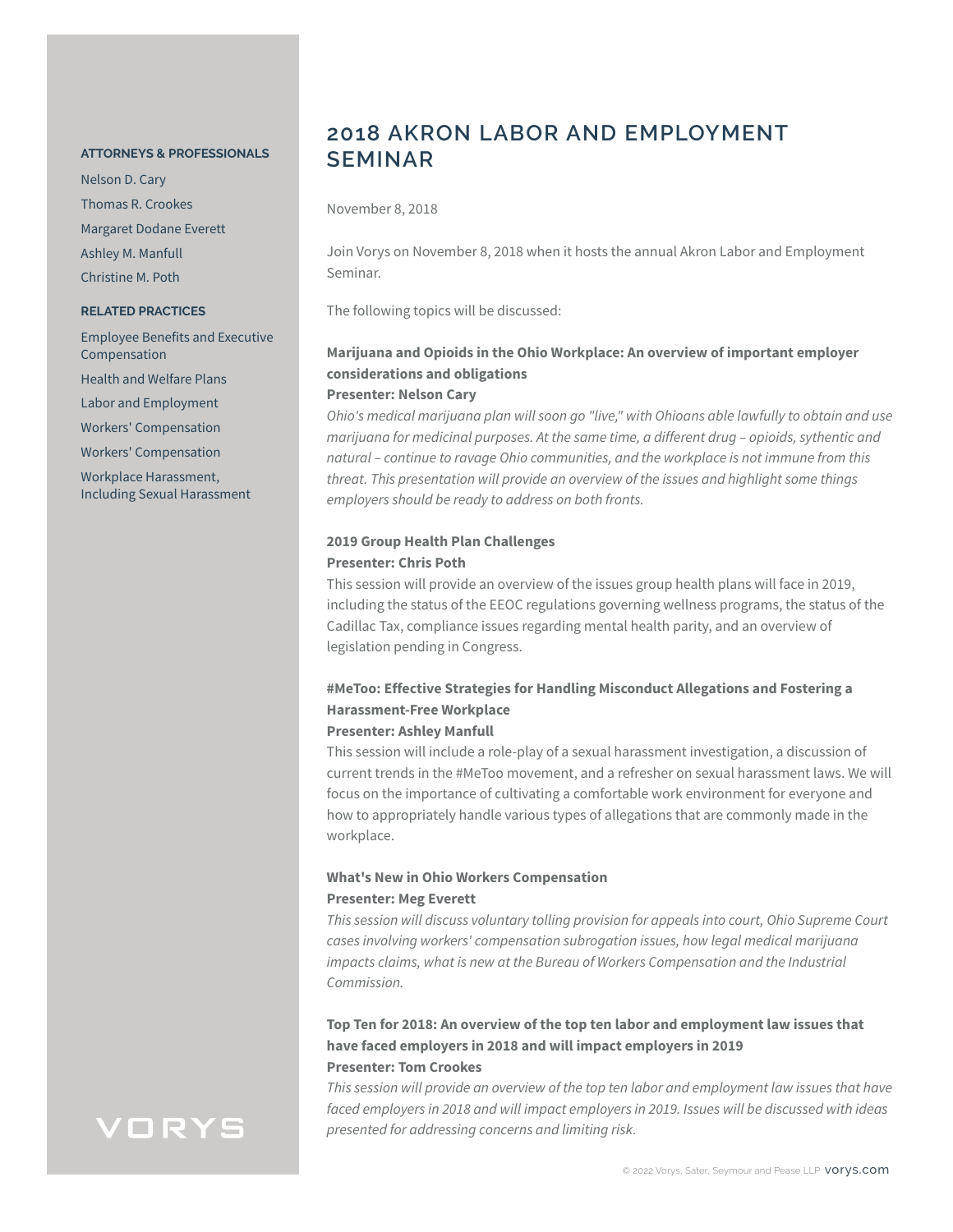# 2018 AKRON LABOR AND EMPLOYMENT SEMINAR

November 8, 2018

Join Vorys on November 8, 2018 when it hosts the annual Akron Labor and Employment Seminar.

The following topics will be discussed:

**Marijuana and Opioids in the Ohio Workplace: An overview of important employer considerations and obligations**
**Presenter: Nelson Cary**
*Ohio's medical marijuana plan will soon go "live," with Ohioans able lawfully to obtain and use marijuana for medicinal purposes. At the same time, a different drug – opioids, sythentic and natural – continue to ravage Ohio communities, and the workplace is not immune from this threat. This presentation will provide an overview of the issues and highlight some things employers should be ready to address on both fronts.*

**2019 Group Health Plan Challenges**
**Presenter: Chris Poth**
This session will provide an overview of the issues group health plans will face in 2019, including the status of the EEOC regulations governing wellness programs, the status of the Cadillac Tax, compliance issues regarding mental health parity, and an overview of legislation pending in Congress.

**#MeToo: Effective Strategies for Handling Misconduct Allegations and Fostering a Harassment-Free Workplace**
**Presenter: Ashley Manfull**
This session will include a role-play of a sexual harassment investigation, a discussion of current trends in the #MeToo movement, and a refresher on sexual harassment laws. We will focus on the importance of cultivating a comfortable work environment for everyone and how to appropriately handle various types of allegations that are commonly made in the workplace.

**What's New in Ohio Workers Compensation**
**Presenter: Meg Everett**
*This session will discuss voluntary tolling provision for appeals into court, Ohio Supreme Court cases involving workers' compensation subrogation issues, how legal medical marijuana impacts claims, what is new at the Bureau of Workers Compensation and the Industrial Commission.*

**Top Ten for 2018: An overview of the top ten labor and employment law issues that have faced employers in 2018 and will impact employers in 2019**
**Presenter: Tom Crookes**
*This session will provide an overview of the top ten labor and employment law issues that have faced employers in 2018 and will impact employers in 2019. Issues will be discussed with ideas presented for addressing concerns and limiting risk.*

**ATTORNEYS & PROFESSIONALS**

Nelson D. Cary
Thomas R. Crookes
Margaret Dodane Everett
Ashley M. Manfull
Christine M. Poth

**RELATED PRACTICES**

Employee Benefits and Executive Compensation
Health and Welfare Plans
Labor and Employment
Workers' Compensation
Workers' Compensation
Workplace Harassment, Including Sexual Harassment

VORYS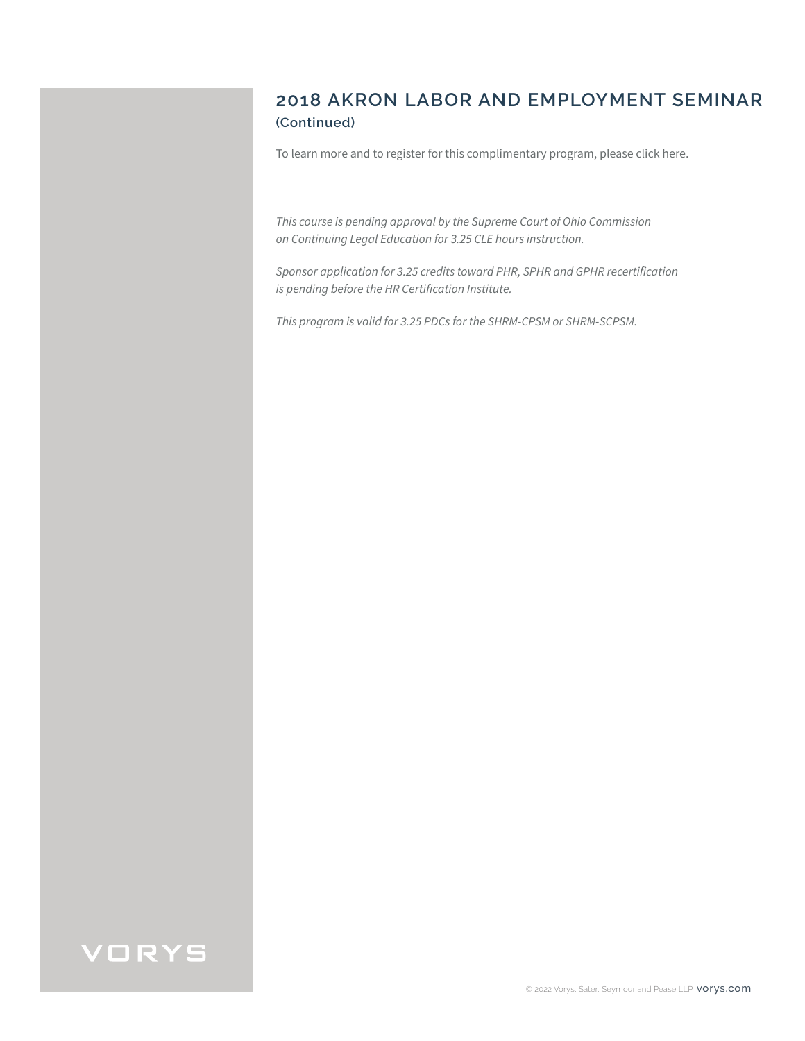## 2018 AKRON LABOR AND EMPLOYMENT SEMINAR
**(Continued)**

To learn more and to register for this complimentary program, please click here.

*This course is pending approval by the Supreme Court of Ohio Commission on Continuing Legal Education for 3.25 CLE hours instruction.*

*Sponsor application for 3.25 credits toward PHR, SPHR and GPHR recertification is pending before the HR Certification Institute.*

*This program is valid for 3.25 PDCs for the SHRM-CPSM or SHRM-SCPSM.*